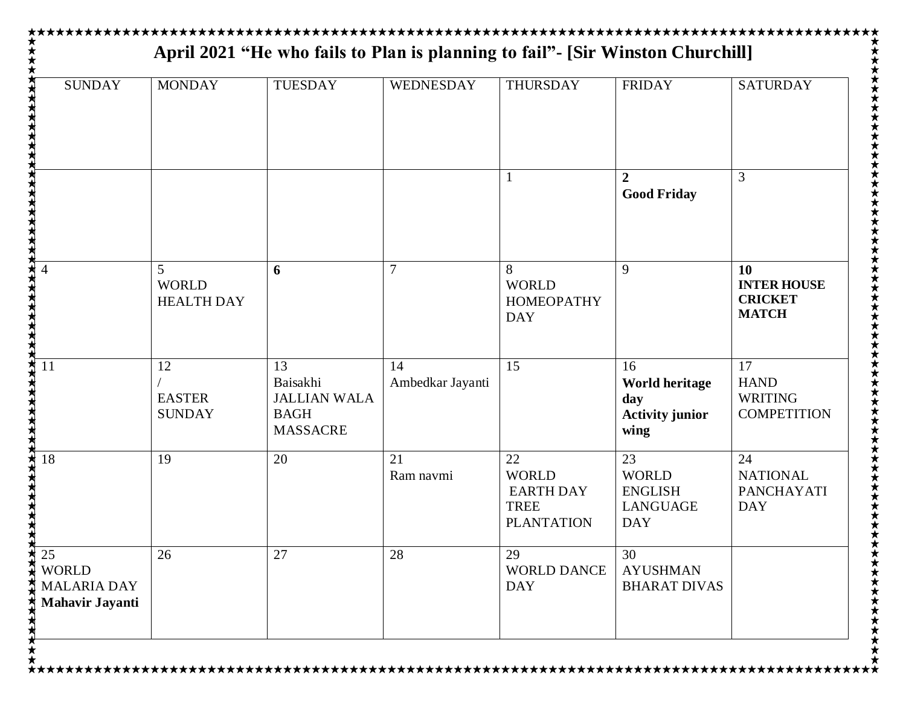# April 2021 "He who fails to Plan is planning to fail"- [Sir Winston Churchill]

| SUNDAY | MONDAY | TUESDAY | WEDNESDAY | THURSDAY | FRIDAY | SATURDAY |
|---|---|---|---|---|---|---|
| | | | | 1 | **2** **Good Friday** | 3 |
| 4 | 5 WORLD HEALTH DAY | **6** | 7 | 8 WORLD HOMEOPATHY DAY | 9 | **10** **INTER HOUSE CRICKET MATCH** |
| 11 | 12 / EASTER SUNDAY | 13 Baisakhi JALLIAN WALA BAGH MASSACRE | 14 Ambedkar Jayanti | 15 | 16 **World heritage day** **Activity junior wing** | 17 HAND WRITING COMPETITION |
| 18 | 19 | 20 | 21 Ram navmi | 22 WORLD EARTH DAY TREE PLANTATION | 23 WORLD ENGLISH LANGUAGE DAY | 24 NATIONAL PANCHAYATI DAY |
| 25 WORLD MALARIA DAY **Mahavir Jayanti** | 26 | 27 | 28 | 29 WORLD DANCE DAY | 30 AYUSHMAN BHARAT DIVAS | |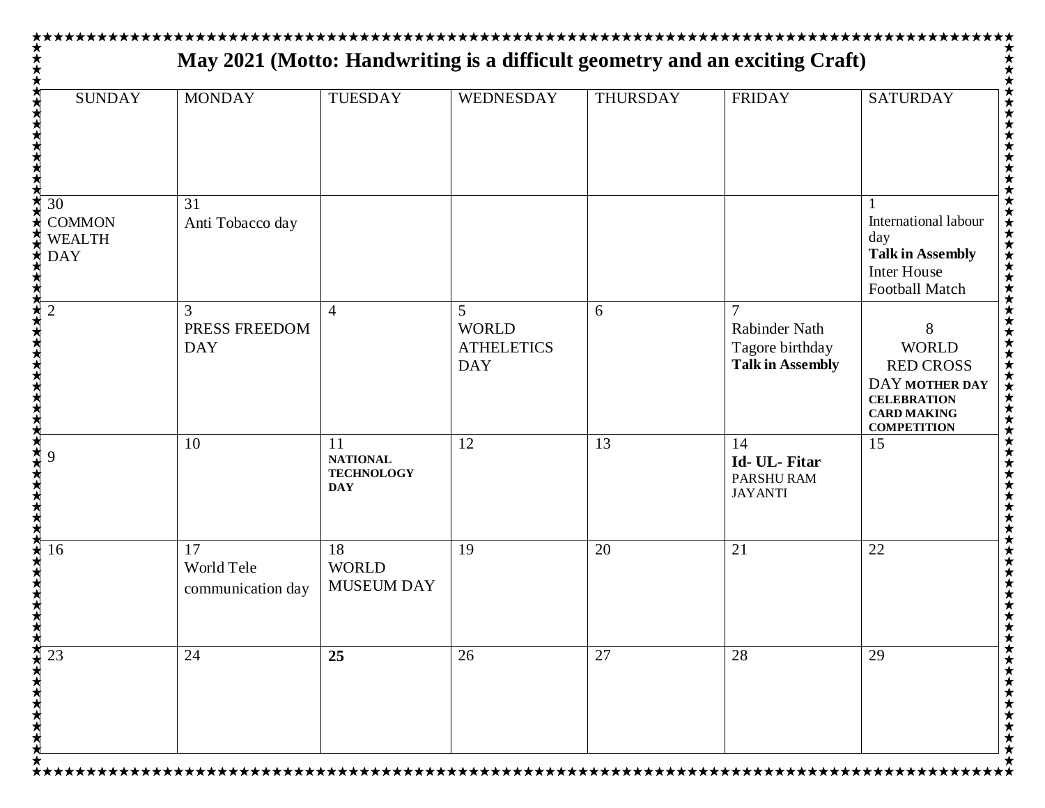# May 2021 (Motto: Handwriting is a difficult geometry and an exciting Craft)

| SUNDAY | MONDAY | TUESDAY | WEDNESDAY | THURSDAY | FRIDAY | SATURDAY |
|---|---|---|---|---|---|---|
| | | | | | | |
| 30 COMMON WEALTH DAY | 31 Anti Tobacco day | | | | | 1 International labour day **Talk in Assembly** Inter House Football Match |
| 2 | 3 PRESS FREEDOM DAY | 4 | 5 WORLD ATHELETICS DAY | 6 | 7 Rabinder Nath Tagore birthday **Talk in Assembly** | 8 WORLD RED CROSS DAY **MOTHER DAY CELEBRATION CARD MAKING COMPETITION** |
| 9 | 10 | 11 **NATIONAL TECHNOLOGY DAY** | 12 | 13 | 14 **Id- UL- Fitar** PARSHU RAM JAYANTI | 15 |
| 16 | 17 World Tele communication day | 18 WORLD MUSEUM DAY | 19 | 20 | 21 | 22 |
| 23 | 24 | **25** | 26 | 27 | 28 | 29 |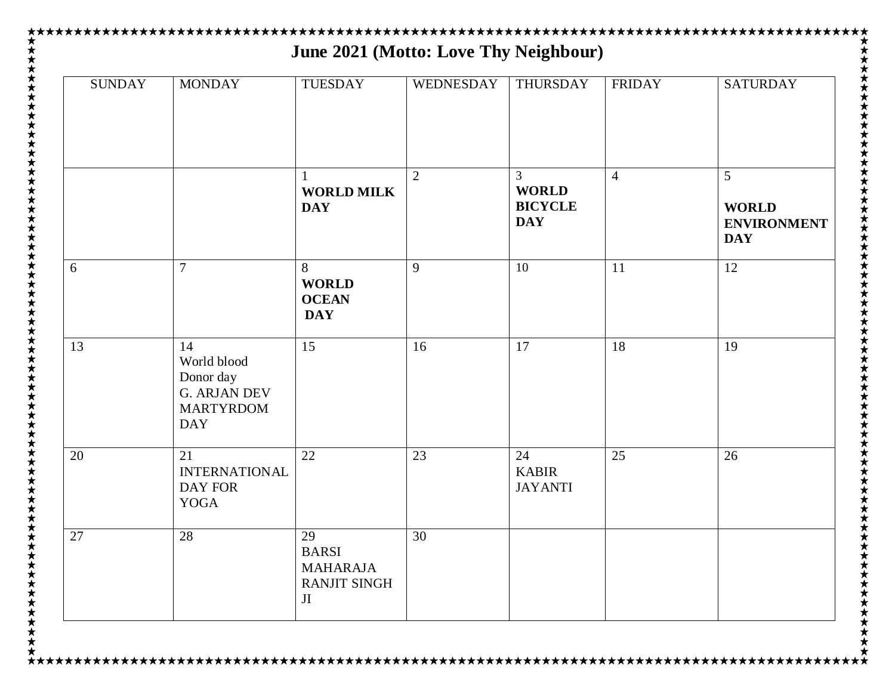# June 2021 (Motto: Love Thy Neighbour)

| SUNDAY | MONDAY | TUESDAY | WEDNESDAY | THURSDAY | FRIDAY | SATURDAY |
|---|---|---|---|---|---|---|
| | | 1 **WORLD MILK DAY** | 2 | 3 **WORLD BICYCLE DAY** | 4 | 5 **WORLD ENVIRONMENT DAY** |
| 6 | 7 | 8 **WORLD OCEAN DAY** | 9 | 10 | 11 | 12 |
| 13 | 14 World blood Donor day G. ARJAN DEV MARTYRDOM DAY | 15 | 16 | 17 | 18 | 19 |
| 20 | 21 INTERNATIONAL DAY FOR YOGA | 22 | 23 | 24 KABIR JAYANTI | 25 | 26 |
| 27 | 28 | 29 BARSI MAHARAJA RANJIT SINGH JI | 30 | | | |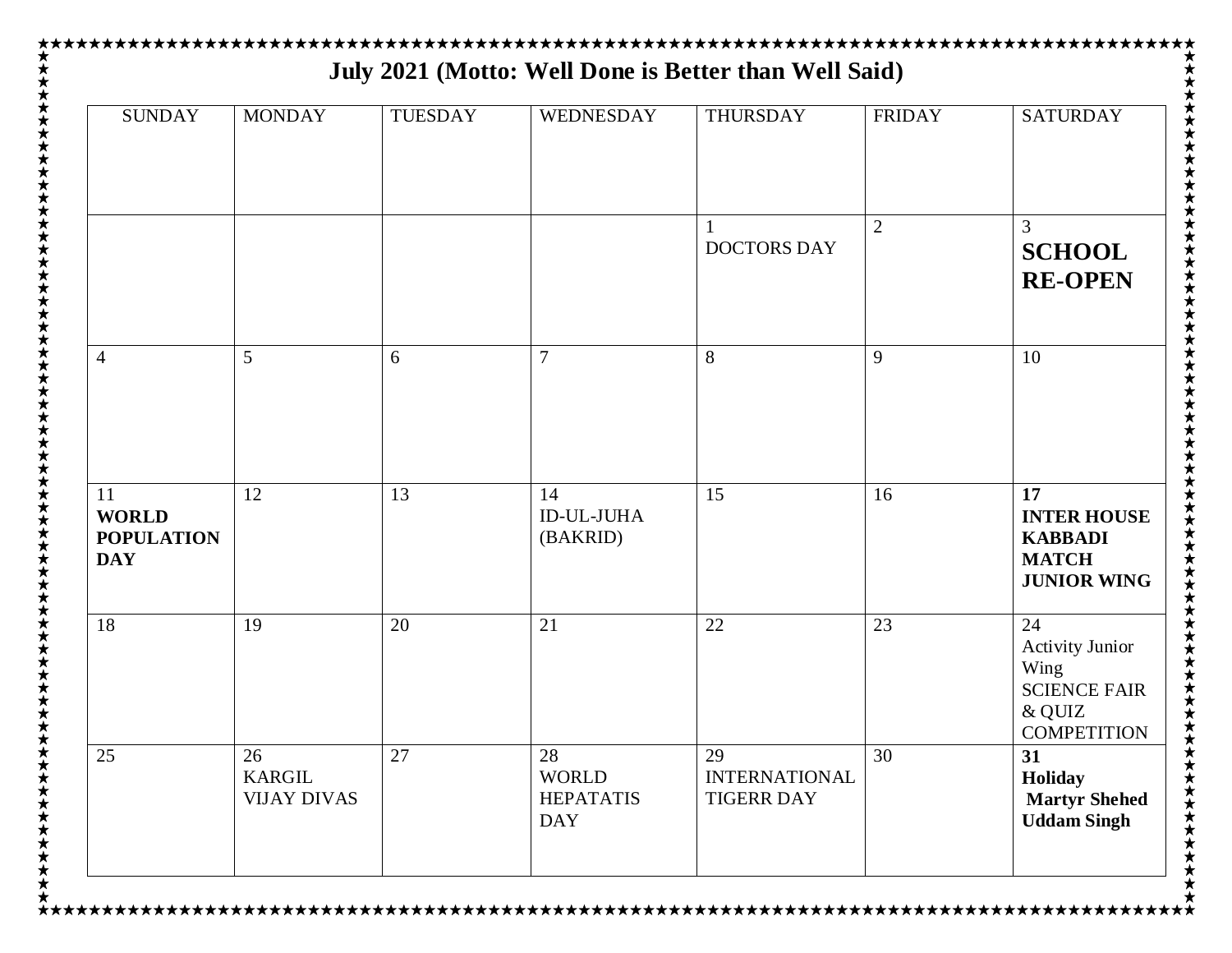# July 2021 (Motto: Well Done is Better than Well Said)

| SUNDAY | MONDAY | TUESDAY | WEDNESDAY | THURSDAY | FRIDAY | SATURDAY |
|---|---|---|---|---|---|---|
| | | | | 1 DOCTORS DAY | 2 | 3 **SCHOOL RE-OPEN** |
| 4 | 5 | 6 | 7 | 8 | 9 | 10 |
| 11 **WORLD POPULATION DAY** | 12 | 13 | 14 ID-UL-JUHA (BAKRID) | 15 | 16 | **17 INTER HOUSE KABBADI MATCH JUNIOR WING** |
| 18 | 19 | 20 | 21 | 22 | 23 | 24 Activity Junior Wing SCIENCE FAIR & QUIZ COMPETITION |
| 25 | 26 KARGIL VIJAY DIVAS | 27 | 28 WORLD HEPATATIS DAY | 29 INTERNATIONAL TIGERR DAY | 30 | **31 Holiday Martyr Shehed Uddam Singh** |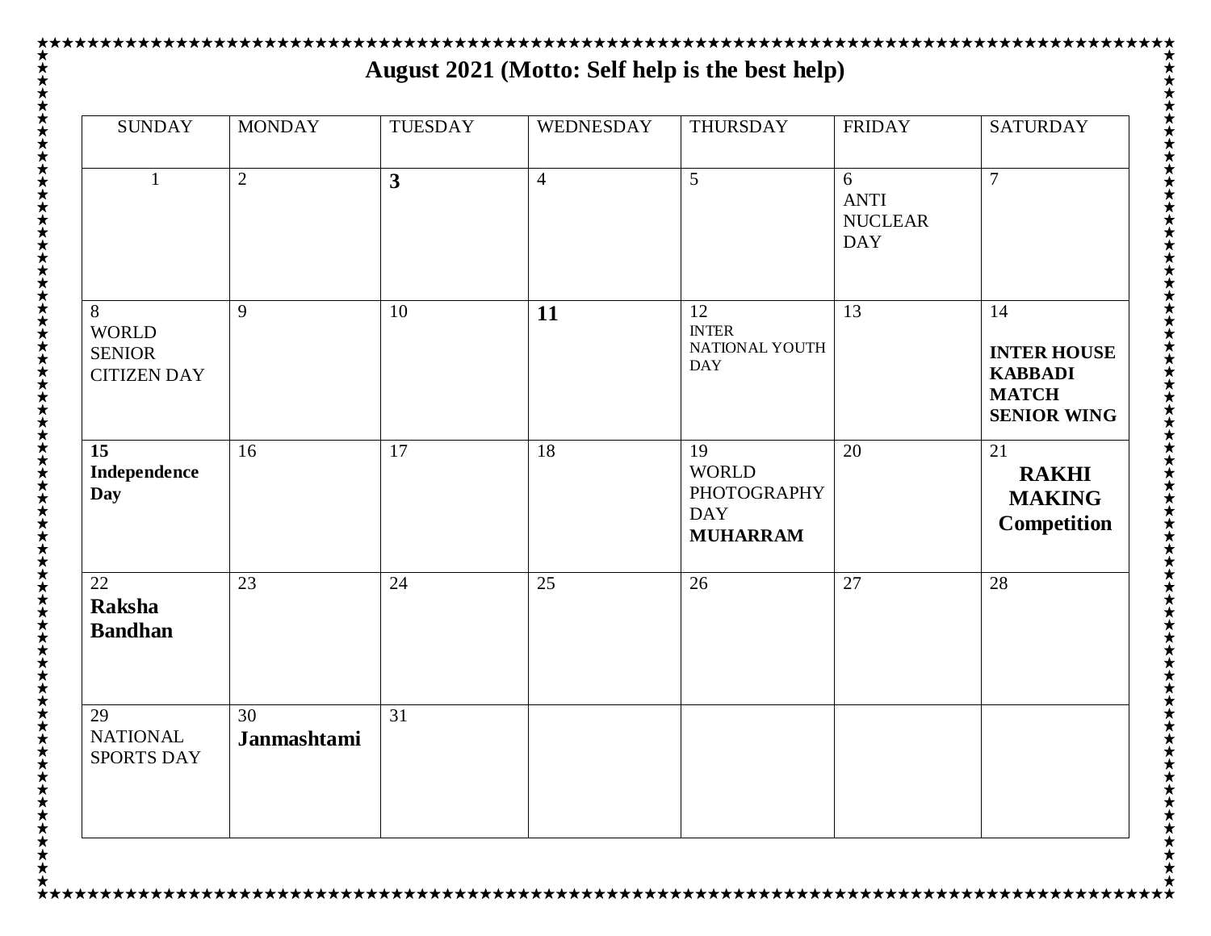# August 2021 (Motto: Self help is the best help)

| SUNDAY | MONDAY | TUESDAY | WEDNESDAY | THURSDAY | FRIDAY | SATURDAY |
|---|---|---|---|---|---|---|
| 1 | 2 | **3** | 4 | 5 | 6 ANTI NUCLEAR DAY | 7 |
| 8 WORLD SENIOR CITIZEN DAY | 9 | 10 | **11** | 12 INTER NATIONAL YOUTH DAY | 13 | 14 **INTER HOUSE KABBADI MATCH SENIOR WING** |
| **15 Independence Day** | 16 | 17 | 18 | 19 WORLD PHOTOGRAPHY DAY **MUHARRAM** | 20 | 21 **RAKHI MAKING Competition** |
| 22 **Raksha Bandhan** | 23 | 24 | 25 | 26 | 27 | 28 |
| 29 NATIONAL SPORTS DAY | 30 **Janmashtami** | 31 | | | | |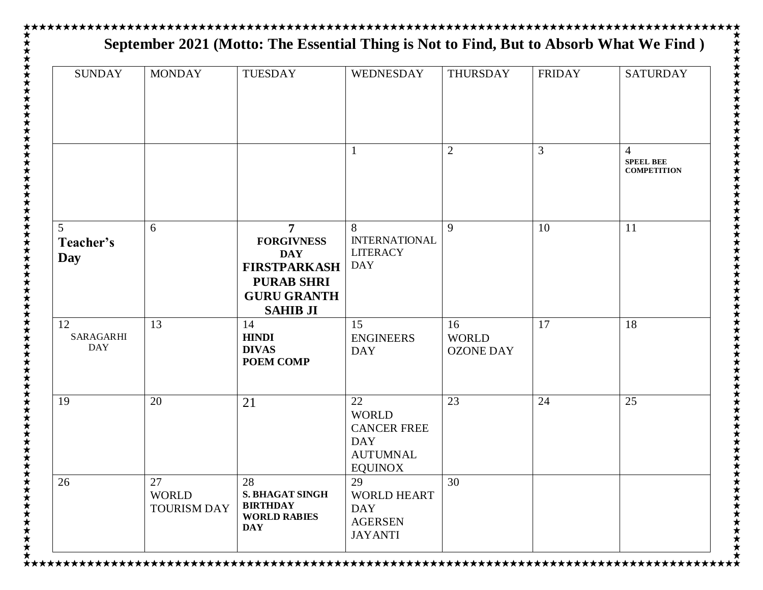## September 2021 (Motto: The Essential Thing is Not to Find, But to Absorb What We Find )

| SUNDAY | MONDAY | TUESDAY | WEDNESDAY | THURSDAY | FRIDAY | SATURDAY |
|---|---|---|---|---|---|---|
| | | | 1 | 2 | 3 | 4 **SPEEL BEE COMPETITION** |
| 5 **Teacher's Day** | 6 | **7 FORGIVNESS DAY FIRSTPARKASH PURAB SHRI GURU GRANTH SAHIB JI** | 8 INTERNATIONAL LITERACY DAY | 9 | 10 | 11 |
| 12 SARAGARHI DAY | 13 | 14 **HINDI DIVAS POEM COMP** | 15 ENGINEERS DAY | 16 WORLD OZONE DAY | 17 | 18 |
| 19 | 20 | 21 | 22 WORLD CANCER FREE DAY AUTUMNAL EQUINOX | 23 | 24 | 25 |
| 26 | 27 WORLD TOURISM DAY | 28 **S. BHAGAT SINGH BIRTHDAY WORLD RABIES DAY** | 29 WORLD HEART DAY AGERSEN JAYANTI | 30 | | |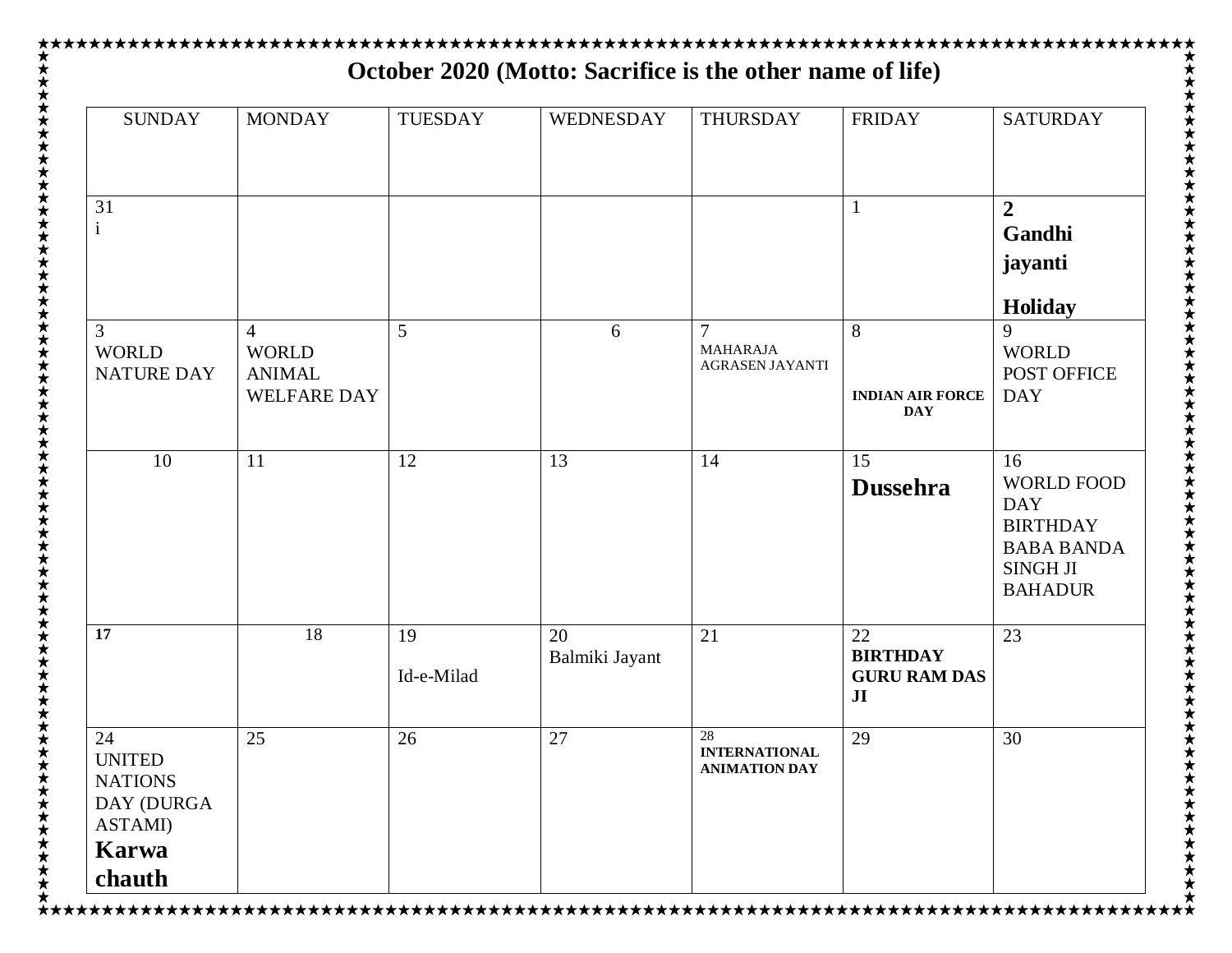**October 2020 (Motto: Sacrifice is the other name of life)**

| SUNDAY | MONDAY | TUESDAY | WEDNESDAY | THURSDAY | FRIDAY | SATURDAY |
|---|---|---|---|---|---|---|
| 31 i | | | | | 1 | **2 Gandhi jayanti Holiday** |
| 3 WORLD NATURE DAY | 4 WORLD ANIMAL WELFARE DAY | 5 | 6 | 7 MAHARAJA AGRASEN JAYANTI | 8 **INDIAN AIR FORCE DAY** | 9 WORLD POST OFFICE DAY |
| 10 | 11 | 12 | 13 | 14 | 15 **Dussehra** | 16 WORLD FOOD DAY BIRTHDAY BABA BANDA SINGH JI BAHADUR |
| **17** | 18 | 19 Id-e-Milad | 20 Balmiki Jayant | 21 | 22 **BIRTHDAY GURU RAM DAS JI** | 23 |
| 24 UNITED NATIONS DAY (DURGA ASTAMI) **Karwa chauth** | 25 | 26 | 27 | 28 **INTERNATIONAL ANIMATION DAY** | 29 | 30 |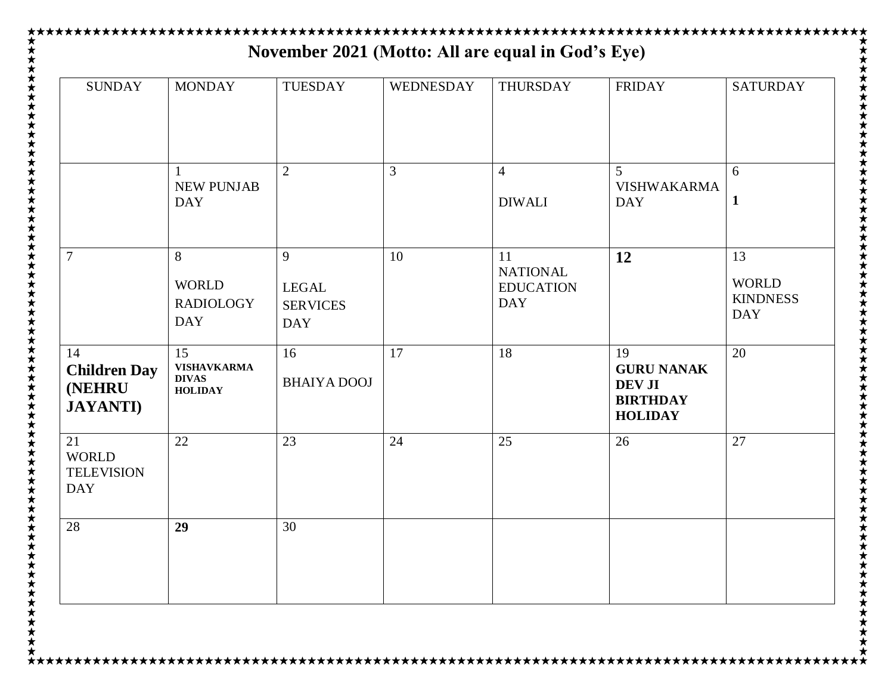# November 2021 (Motto: All are equal in God's Eye)

| SUNDAY | MONDAY | TUESDAY | WEDNESDAY | THURSDAY | FRIDAY | SATURDAY |
|---|---|---|---|---|---|---|
| | 1 NEW PUNJAB DAY | 2 | 3 | 4 DIWALI | 5 VISHWAKARMA DAY | 6 **1** |
| 7 | 8 WORLD RADIOLOGY DAY | 9 LEGAL SERVICES DAY | 10 | 11 NATIONAL EDUCATION DAY | **12** | 13 WORLD KINDNESS DAY |
| 14 **Children Day (NEHRU JAYANTI)** | 15 **VISHAVKARMA DIVAS HOLIDAY** | 16 BHAIYA DOOJ | 17 | 18 | 19 **GURU NANAK DEV JI BIRTHDAY HOLIDAY** | 20 |
| 21 WORLD TELEVISION DAY | 22 | 23 | 24 | 25 | 26 | 27 |
| 28 | **29** | 30 | | | | |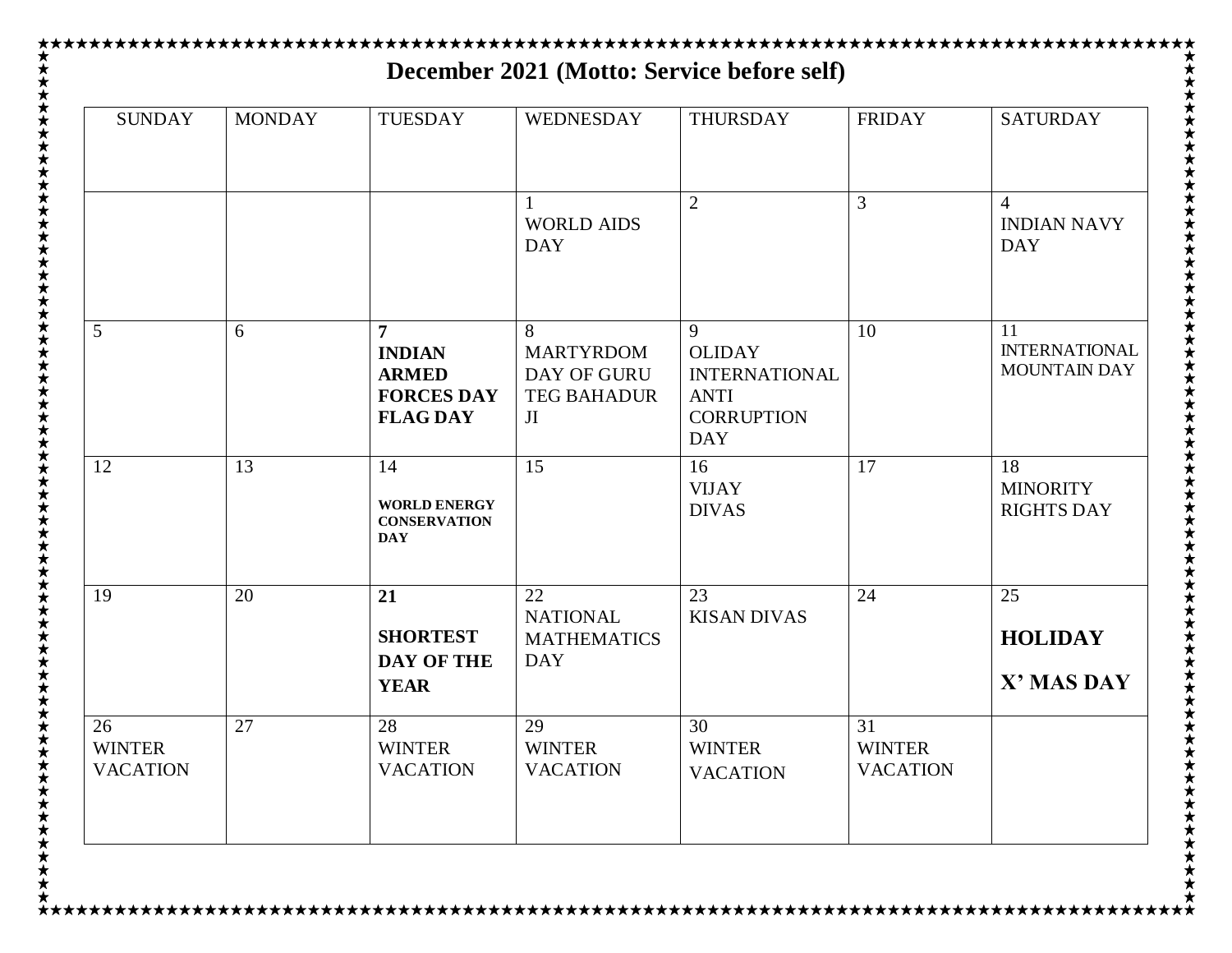# December 2021 (Motto: Service before self)

| SUNDAY | MONDAY | TUESDAY | WEDNESDAY | THURSDAY | FRIDAY | SATURDAY |
|---|---|---|---|---|---|---|
| | | | 1 WORLD AIDS DAY | 2 | 3 | 4 INDIAN NAVY DAY |
| 5 | 6 | **7 INDIAN ARMED FORCES DAY FLAG DAY** | 8 MARTYRDOM DAY OF GURU TEG BAHADUR JI | 9 OLIDAY INTERNATIONAL ANTI CORRUPTION DAY | 10 | 11 INTERNATIONAL MOUNTAIN DAY |
| 12 | 13 | 14 **WORLD ENERGY CONSERVATION DAY** | 15 | 16 VIJAY DIVAS | 17 | 18 MINORITY RIGHTS DAY |
| 19 | 20 | **21 SHORTEST DAY OF THE YEAR** | 22 NATIONAL MATHEMATICS DAY | 23 KISAN DIVAS | 24 | 25 **HOLIDAY X' MAS DAY** |
| 26 WINTER VACATION | 27 | 28 WINTER VACATION | 29 WINTER VACATION | 30 WINTER VACATION | 31 WINTER VACATION | |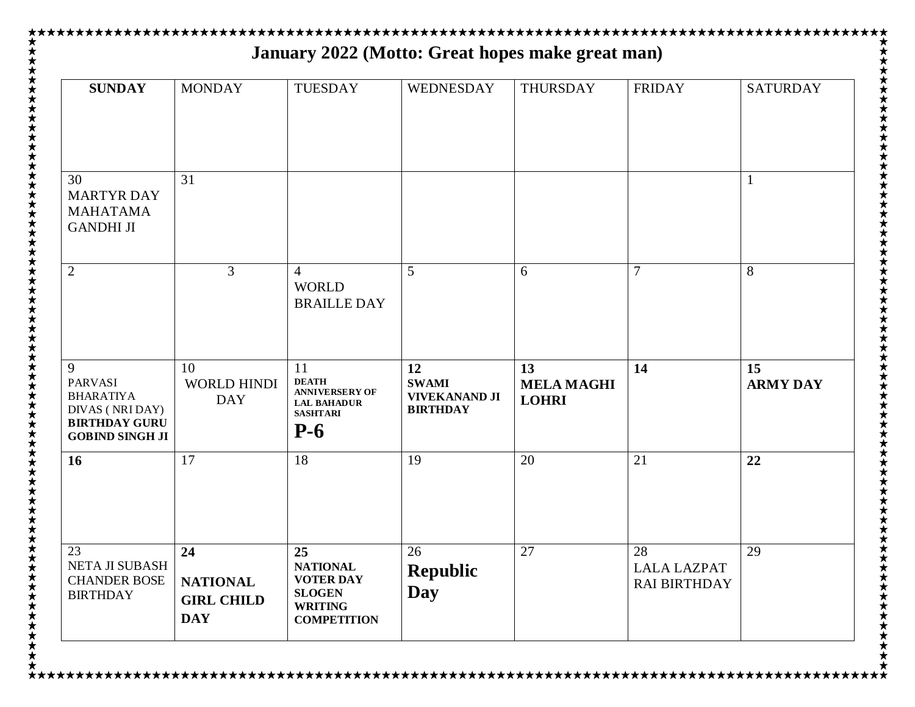# January 2022 (Motto: Great hopes make great man)

| **SUNDAY** | MONDAY | TUESDAY | WEDNESDAY | THURSDAY | FRIDAY | SATURDAY |
|---|---|---|---|---|---|---|
| 30 MARTYR DAY MAHATAMA GANDHI JI | 31 | | | | | 1 |
| 2 | 3 | 4 WORLD BRAILLE DAY | 5 | 6 | 7 | 8 |
| 9 PARVASI BHARATIYA DIVAS ( NRI DAY) **BIRTHDAY GURU GOBIND SINGH JI** | 10 WORLD HINDI DAY | 11 **DEATH ANNIVERSERY OF LAL BAHADUR SASHTARI** **P-6** | **12 SWAMI VIVEKANAND JI BIRTHDAY** | **13 MELA MAGHI LOHRI** | **14** | **15 ARMY DAY** |
| **16** | 17 | 18 | 19 | 20 | 21 | **22** |
| 23 NETA JI SUBASH CHANDER BOSE BIRTHDAY | **24 NATIONAL GIRL CHILD DAY** | **25 NATIONAL VOTER DAY SLOGEN WRITING COMPETITION** | 26 **Republic Day** | 27 | 28 LALA LAZPAT RAI BIRTHDAY | 29 |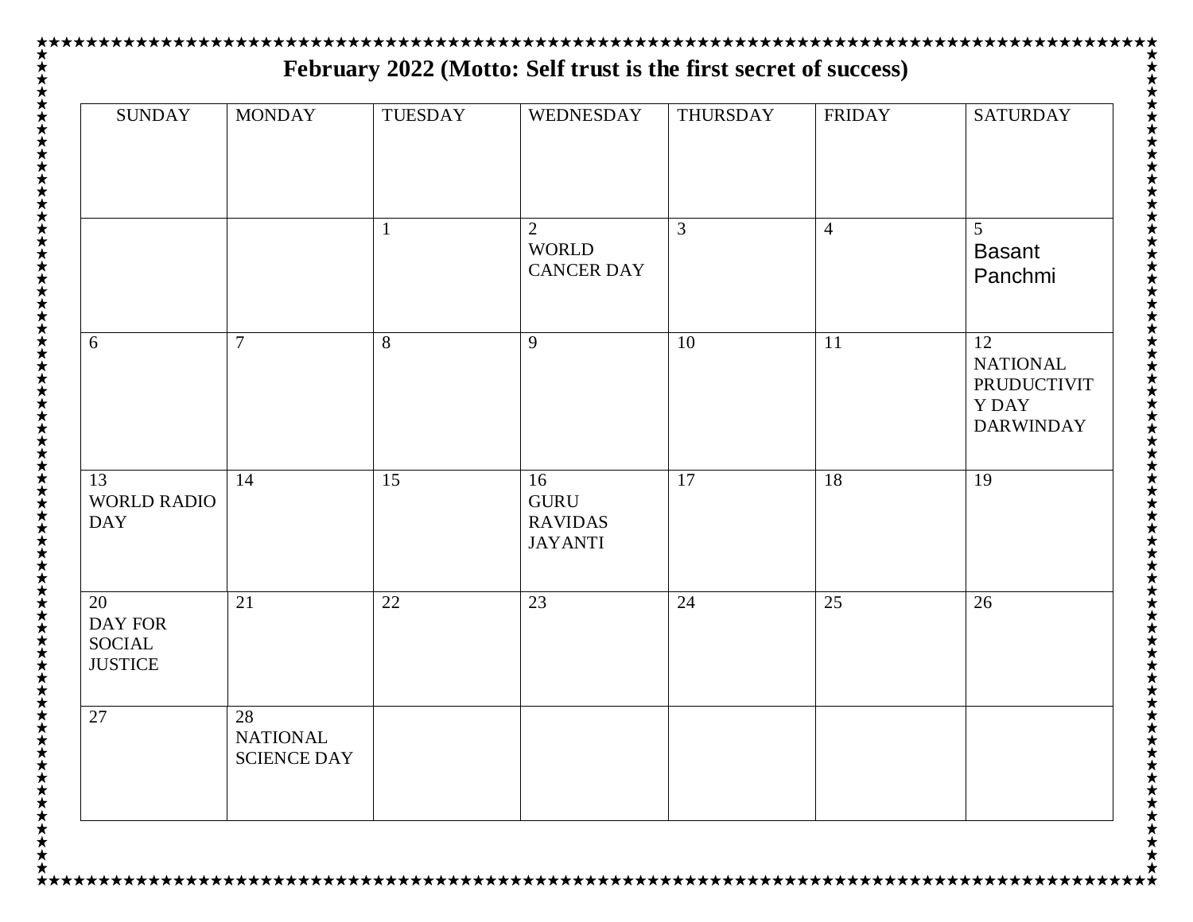# February 2022 (Motto: Self trust is the first secret of success)

| SUNDAY | MONDAY | TUESDAY | WEDNESDAY | THURSDAY | FRIDAY | SATURDAY |
|---|---|---|---|---|---|---|
| | | 1 | 2 WORLD CANCER DAY | 3 | 4 | 5 Basant Panchmi |
| 6 | 7 | 8 | 9 | 10 | 11 | 12 NATIONAL PRUDUCTIVITY DAY DARWINDAY |
| 13 WORLD RADIO DAY | 14 | 15 | 16 GURU RAVIDAS JAYANTI | 17 | 18 | 19 |
| 20 DAY FOR SOCIAL JUSTICE | 21 | 22 | 23 | 24 | 25 | 26 |
| 27 | 28 NATIONAL SCIENCE DAY | | | | | |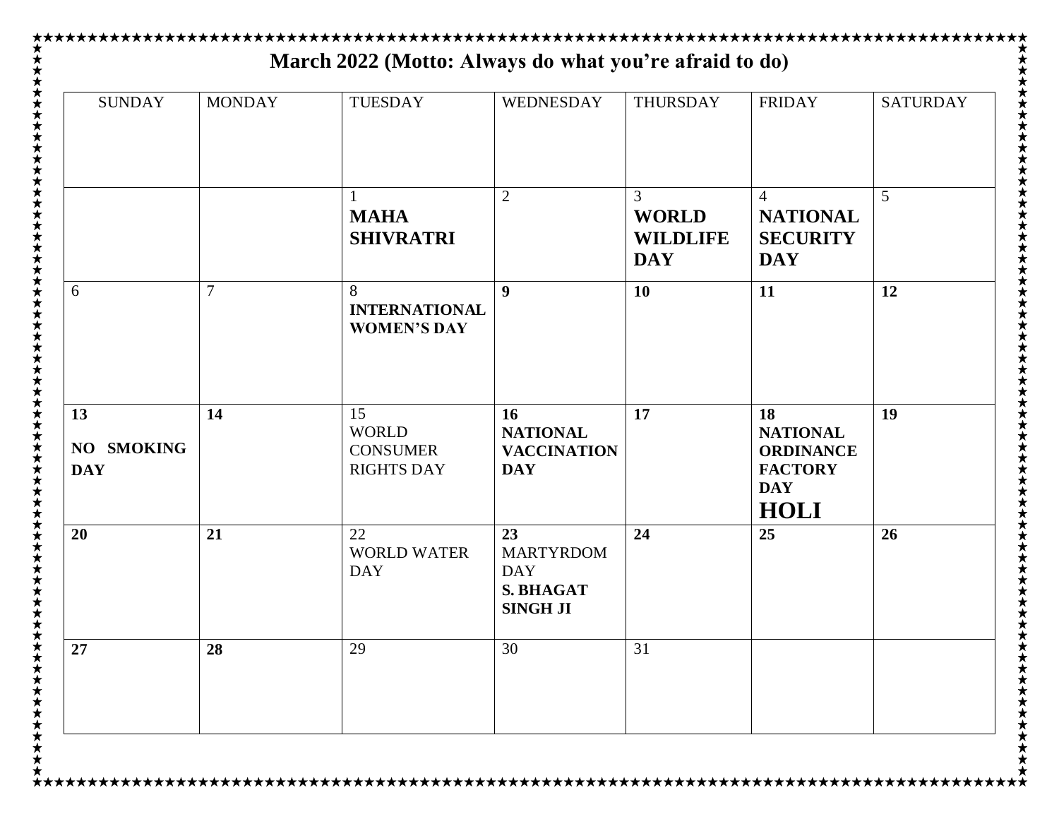## March 2022 (Motto: Always do what you're afraid to do)

| SUNDAY | MONDAY | TUESDAY | WEDNESDAY | THURSDAY | FRIDAY | SATURDAY |
|---|---|---|---|---|---|---|
| | | 1 **MAHA SHIVRATRI** | 2 | 3 **WORLD WILDLIFE DAY** | 4 **NATIONAL SECURITY DAY** | 5 |
| 6 | 7 | 8 **INTERNATIONAL WOMEN'S DAY** | **9** | **10** | **11** | **12** |
| **13** **NO SMOKING DAY** | **14** | 15 WORLD CONSUMER RIGHTS DAY | **16** **NATIONAL VACCINATION DAY** | **17** | **18** **NATIONAL ORDINANCE FACTORY DAY** **HOLI** | **19** |
| **20** | **21** | 22 WORLD WATER DAY | **23** MARTYRDOM DAY **S. BHAGAT SINGH JI** | **24** | **25** | **26** |
| **27** | **28** | 29 | 30 | 31 | | |